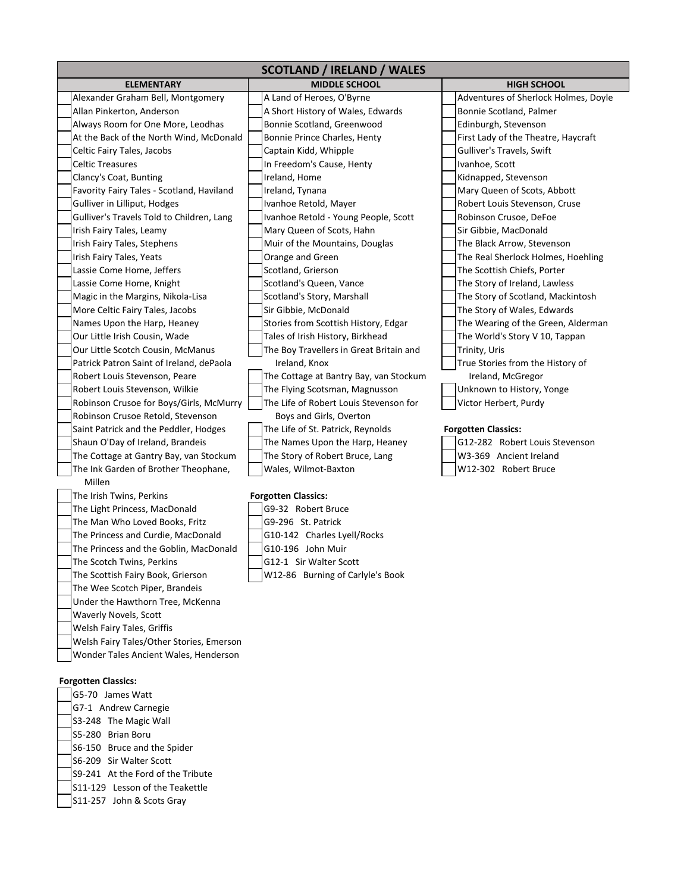# SCOTLAND / IRELAND / WALES

## ELEMENTARY

- Alexander Graham Bell, Montgomery
- Allan Pinkerton, Anderson
- Always Room for One More, Leodhas
- At the Back of the North Wind, McDonald
- Celtic Fairy Tales, Jacobs
- Celtic Treasures
- Clancy's Coat, Bunting
- Favority Fairy Tales - Scotland, Haviland
- Gulliver in Lilliput, Hodges
- Gulliver's Travels Told to Children, Lang
- Irish Fairy Tales, Leamy
- Irish Fairy Tales, Stephens
- Irish Fairy Tales, Yeats
- Lassie Come Home, Jeffers
- Lassie Come Home, Knight
- Magic in the Margins, Nikola-Lisa
- More Celtic Fairy Tales, Jacobs
- Names Upon the Harp, Heaney
- Our Little Irish Cousin, Wade
- Our Little Scotch Cousin, McManus
- Patrick Patron Saint of Ireland, dePaola
- Robert Louis Stevenson, Peare
- Robert Louis Stevenson, Wilkie
- Robinson Crusoe for Boys/Girls, McMurry
- Robinson Crusoe Retold, Stevenson
- Saint Patrick and the Peddler, Hodges
- Shaun O'Day of Ireland, Brandeis
- The Cottage at Gantry Bay, van Stockum
- The Ink Garden of Brother Theophane, Millen
- The Irish Twins, Perkins
- The Light Princess, MacDonald
- The Man Who Loved Books, Fritz
- The Princess and Curdie, MacDonald
- The Princess and the Goblin, MacDonald
- The Scotch Twins, Perkins
- The Scottish Fairy Book, Grierson
- The Wee Scotch Piper, Brandeis
- Under the Hawthorn Tree, McKenna
- Waverly Novels, Scott
- Welsh Fairy Tales, Griffis
- Welsh Fairy Tales/Other Stories, Emerson
- Wonder Tales Ancient Wales, Henderson

**Forgotten Classics:**

- G5-70 James Watt
- G7-1 Andrew Carnegie
- S3-248 The Magic Wall
- S5-280 Brian Boru
- S6-150 Bruce and the Spider
- S6-209 Sir Walter Scott
- S9-241 At the Ford of the Tribute
- S11-129 Lesson of the Teakettle
- S11-257 John & Scots Gray

## MIDDLE SCHOOL

- A Land of Heroes, O'Byrne
- A Short History of Wales, Edwards
- Bonnie Scotland, Greenwood
- Bonnie Prince Charles, Henty
- Captain Kidd, Whipple
- In Freedom's Cause, Henty
- Ireland, Home
- Ireland, Tynana
- Ivanhoe Retold, Mayer
- Ivanhoe Retold - Young People, Scott
- Mary Queen of Scots, Hahn
- Muir of the Mountains, Douglas
- Orange and Green
- Scotland, Grierson
- Scotland's Queen, Vance
- Scotland's Story, Marshall
- Sir Gibbie, McDonald
- Stories from Scottish History, Edgar
- Tales of Irish History, Birkhead
- The Boy Travellers in Great Britain and Ireland, Knox
- The Cottage at Bantry Bay, van Stockum
- The Flying Scotsman, Magnusson
- The Life of Robert Louis Stevenson for Boys and Girls, Overton
- The Life of St. Patrick, Reynolds
- The Names Upon the Harp, Heaney
- The Story of Robert Bruce, Lang
- Wales, Wilmot-Baxton

**Forgotten Classics:**

- G9-32 Robert Bruce
- G9-296 St. Patrick
- G10-142 Charles Lyell/Rocks
- G10-196 John Muir
- G12-1 Sir Walter Scott
- W12-86 Burning of Carlyle's Book

## HIGH SCHOOL

- Adventures of Sherlock Holmes, Doyle
- Bonnie Scotland, Palmer
- Edinburgh, Stevenson
- First Lady of the Theatre, Haycraft
- Gulliver's Travels, Swift
- Ivanhoe, Scott
- Kidnapped, Stevenson
- Mary Queen of Scots, Abbott
- Robert Louis Stevenson, Cruse
- Robinson Crusoe, DeFoe
- Sir Gibbie, MacDonald
- The Black Arrow, Stevenson
- The Real Sherlock Holmes, Hoehling
- The Scottish Chiefs, Porter
- The Story of Ireland, Lawless
- The Story of Scotland, Mackintosh
- The Story of Wales, Edwards
- The Wearing of the Green, Alderman
- The World's Story V 10, Tappan
- Trinity, Uris
- True Stories from the History of Ireland, McGregor
- Unknown to History, Yonge
- Victor Herbert, Purdy

**Forgotten Classics:**

- G12-282 Robert Louis Stevenson
- W3-369 Ancient Ireland
- W12-302 Robert Bruce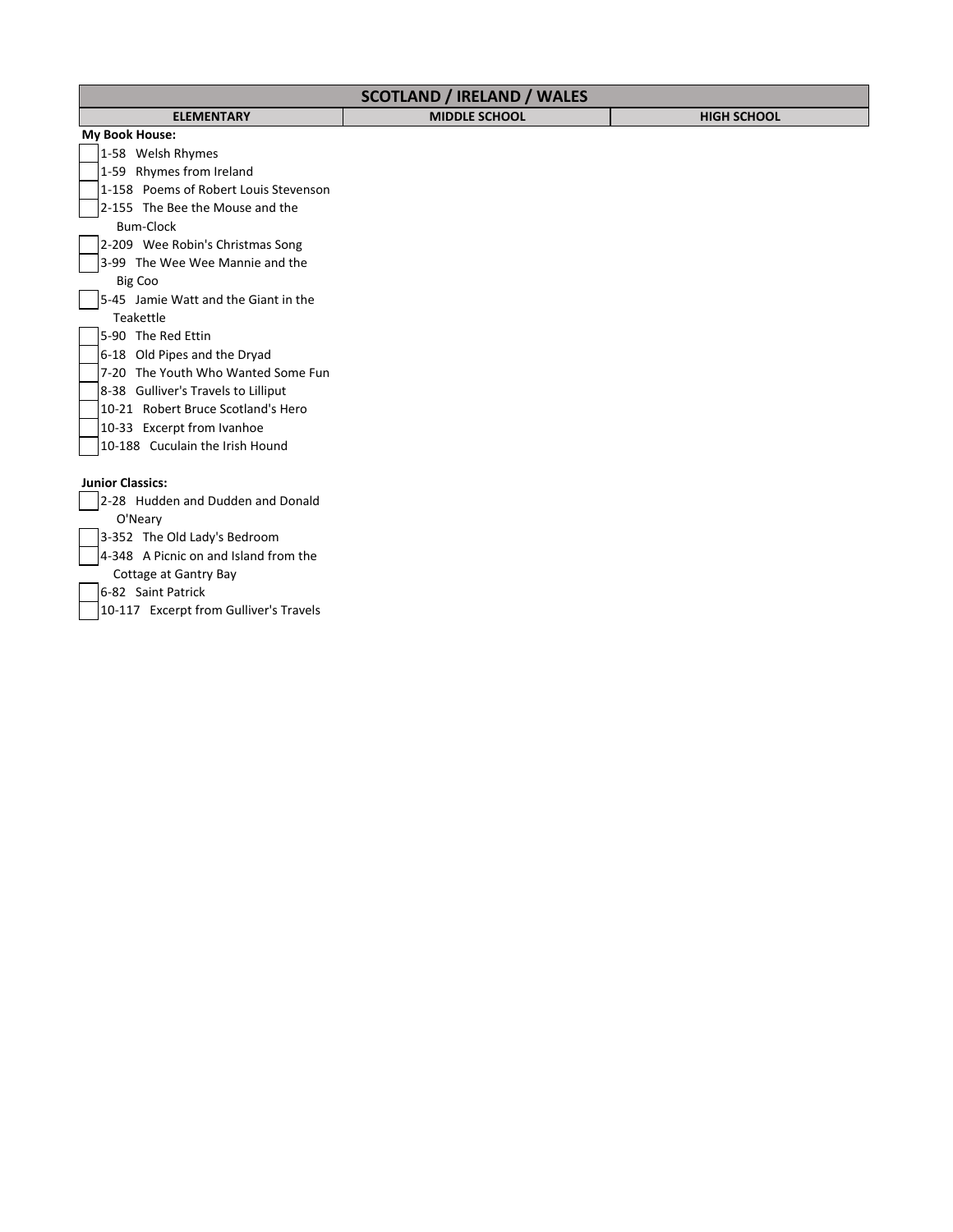| SCOTLAND / IRELAND / WALES | | |
|---|---|---|
| **ELEMENTARY** | **MIDDLE SCHOOL** | **HIGH SCHOOL** |
| **My Book House:** | | |
| ☐ 1-58 Welsh Rhymes | | |
| ☐ 1-59 Rhymes from Ireland | | |
| ☐ 1-158 Poems of Robert Louis Stevenson | | |
| ☐ 2-155 The Bee the Mouse and the Bum-Clock | | |
| ☐ 2-209 Wee Robin's Christmas Song | | |
| ☐ 3-99 The Wee Wee Mannie and the Big Coo | | |
| ☐ 5-45 Jamie Watt and the Giant in the Teakettle | | |
| ☐ 5-90 The Red Ettin | | |
| ☐ 6-18 Old Pipes and the Dryad | | |
| ☐ 7-20 The Youth Who Wanted Some Fun | | |
| ☐ 8-38 Gulliver's Travels to Lilliput | | |
| ☐ 10-21 Robert Bruce Scotland's Hero | | |
| ☐ 10-33 Excerpt from Ivanhoe | | |
| ☐ 10-188 Cuculain the Irish Hound | | |
| | | |
| **Junior Classics:** | | |
| ☐ 2-28 Hudden and Dudden and Donald O'Neary | | |
| ☐ 3-352 The Old Lady's Bedroom | | |
| ☐ 4-348 A Picnic on and Island from the Cottage at Gantry Bay | | |
| ☐ 6-82 Saint Patrick | | |
| ☐ 10-117 Excerpt from Gulliver's Travels | | |